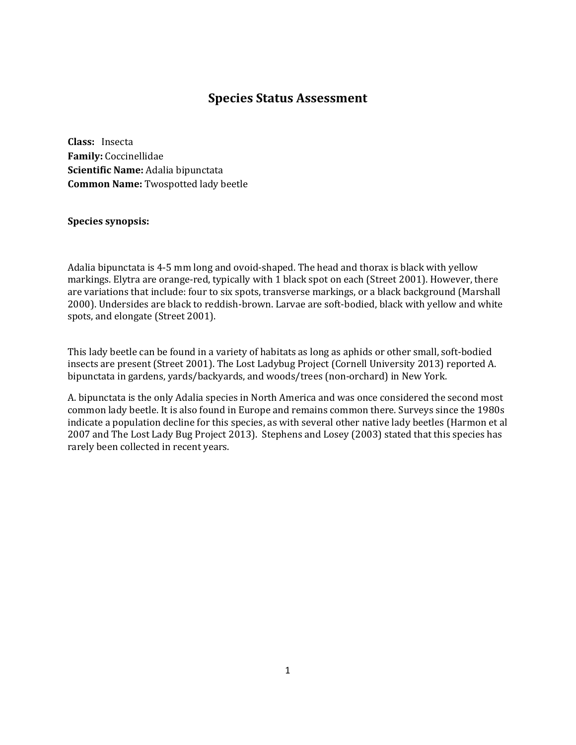# Species Status Assessment

**Class:** Insecta
**Family:** Coccinellidae
**Scientific Name:** Adalia bipunctata
**Common Name:** Twospotted lady beetle

**Species synopsis:**

Adalia bipunctata is 4-5 mm long and ovoid-shaped. The head and thorax is black with yellow markings. Elytra are orange-red, typically with 1 black spot on each (Street 2001). However, there are variations that include: four to six spots, transverse markings, or a black background (Marshall 2000). Undersides are black to reddish-brown. Larvae are soft-bodied, black with yellow and white spots, and elongate (Street 2001).

This lady beetle can be found in a variety of habitats as long as aphids or other small, soft-bodied insects are present (Street 2001). The Lost Ladybug Project (Cornell University 2013) reported A. bipunctata in gardens, yards/backyards, and woods/trees (non-orchard) in New York.

A. bipunctata is the only Adalia species in North America and was once considered the second most common lady beetle. It is also found in Europe and remains common there. Surveys since the 1980s indicate a population decline for this species, as with several other native lady beetles (Harmon et al 2007 and The Lost Lady Bug Project 2013). Stephens and Losey (2003) stated that this species has rarely been collected in recent years.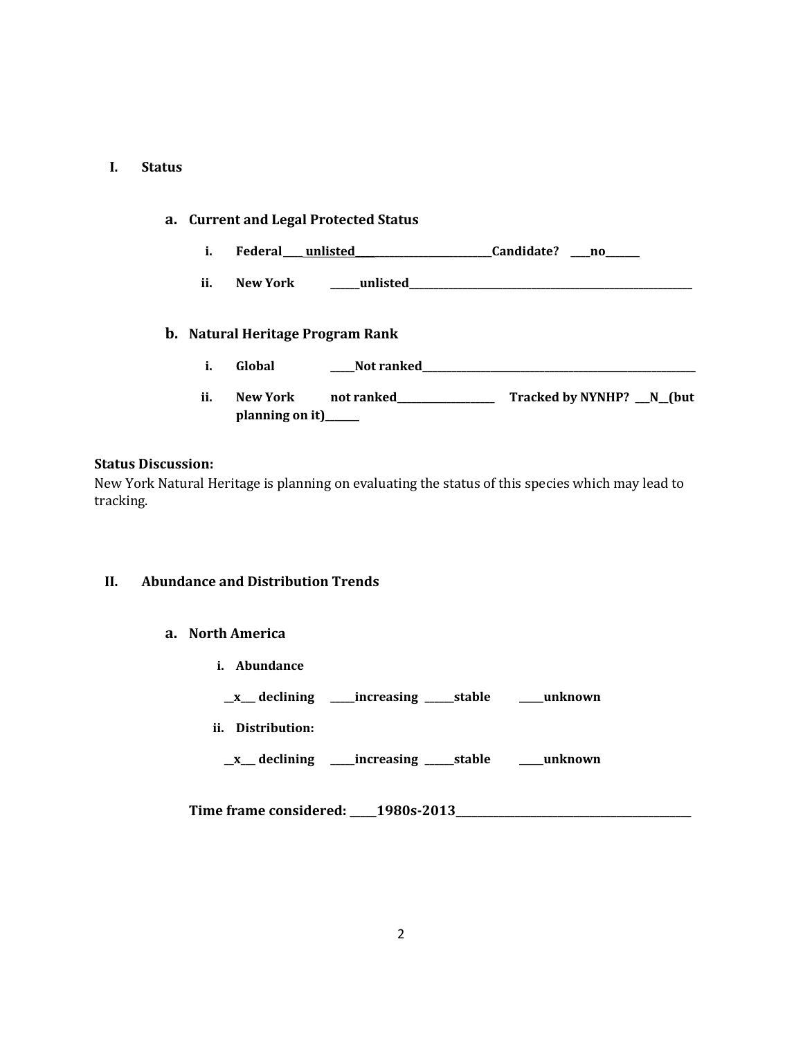# I. Status

## a. Current and Legal Protected Status

i. **Federal____unlisted____________________________Candidate? ____no_______**

ii. **New York ______unlisted___________________________________________________________**

## b. Natural Heritage Program Rank

i. **Global _____Not ranked________________________________________________________**

ii. **New York not ranked____________________ Tracked by NYNHP? ___N__(but planning on it)_______**

**Status Discussion:**
New York Natural Heritage is planning on evaluating the status of this species which may lead to tracking.

# II. Abundance and Distribution Trends

## a. North America

i. **Abundance**

**__x___ declining _____increasing ______stable _____unknown**

ii. **Distribution:**

**__x___ declining _____increasing ______stable _____unknown**

**Time frame considered: _____1980s-2013_____________________________________________**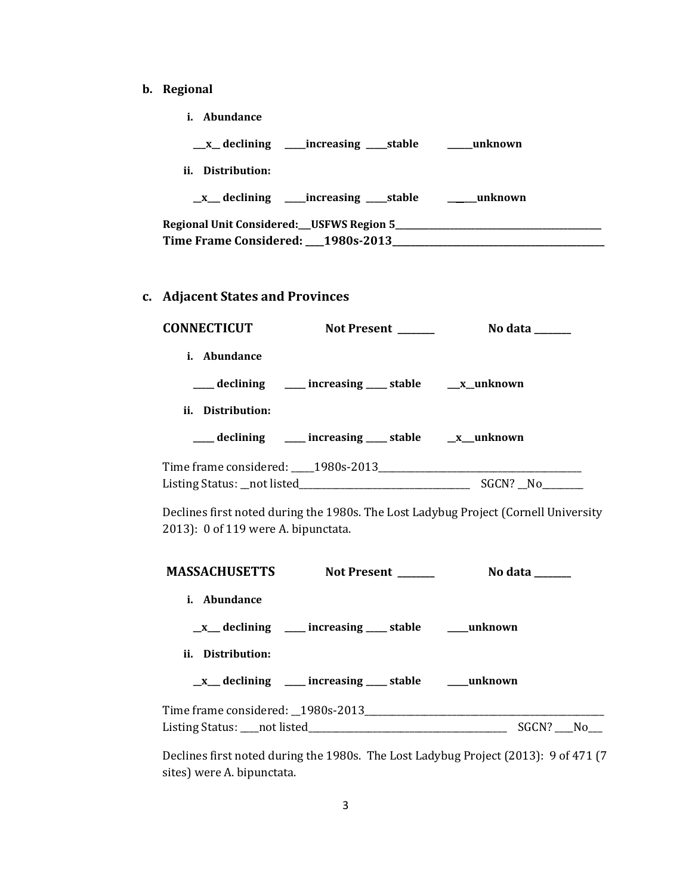**b. Regional**

**i. Abundance**

**\_\_x\_\_ declining \_\_\_\_\_increasing \_\_\_\_\_stable \_\_\_\_\_\_unknown**

**ii. Distribution:**

**\_\_x\_\_\_ declining \_\_\_\_\_increasing \_\_\_\_\_stable \_\_\_\_\_\_unknown**

**Regional Unit Considered:\_\_\_USFWS Region 5\_\_\_\_\_\_\_\_\_\_\_\_\_\_\_\_\_\_\_\_\_\_\_\_\_\_\_\_\_\_\_\_\_\_\_\_\_\_\_\_\_\_**
**Time Frame Considered: \_\_\_\_1980s-2013\_\_\_\_\_\_\_\_\_\_\_\_\_\_\_\_\_\_\_\_\_\_\_\_\_\_\_\_\_\_\_\_\_\_\_\_\_\_\_\_\_\_**

**c. Adjacent States and Provinces**

**CONNECTICUT Not Present \_\_\_\_\_\_\_\_ No data \_\_\_\_\_\_\_\_**

**i. Abundance**

**\_\_\_\_\_ declining \_\_\_\_\_ increasing \_\_\_\_\_ stable \_\_\_x\_\_unknown**

**ii. Distribution:**

**\_\_\_\_\_ declining \_\_\_\_\_ increasing \_\_\_\_\_ stable \_\_x\_\_\_unknown**

Time frame considered: \_\_\_\_\_1980s-2013\_\_\_\_\_\_\_\_\_\_\_\_\_\_\_\_\_\_\_\_\_\_\_\_\_\_\_\_\_\_\_\_\_\_\_\_\_\_\_\_\_\_
Listing Status: \_\_not listed\_\_\_\_\_\_\_\_\_\_\_\_\_\_\_\_\_\_\_\_\_\_\_\_\_\_\_\_\_\_\_\_\_\_\_ SGCN? \_\_No\_\_\_\_\_\_\_\_\_

Declines first noted during the 1980s. The Lost Ladybug Project (Cornell University 2013): 0 of 119 were A. bipunctata.

**MASSACHUSETTS Not Present \_\_\_\_\_\_\_\_ No data \_\_\_\_\_\_\_\_**

**i. Abundance**

**\_\_x\_\_\_ declining \_\_\_\_\_ increasing \_\_\_\_\_ stable \_\_\_\_\_unknown**

**ii. Distribution:**

**\_\_x\_\_\_ declining \_\_\_\_\_ increasing \_\_\_\_\_ stable \_\_\_\_\_unknown**

Time frame considered: \_\_1980s-2013\_\_\_\_\_\_\_\_\_\_\_\_\_\_\_\_\_\_\_\_\_\_\_\_\_\_\_\_\_\_\_\_\_\_\_\_\_\_\_\_\_\_\_\_\_\_\_\_\_
Listing Status: \_\_\_\_not listed\_\_\_\_\_\_\_\_\_\_\_\_\_\_\_\_\_\_\_\_\_\_\_\_\_\_\_\_\_\_\_\_\_\_\_\_\_\_\_\_\_\_\_ SGCN? \_\_\_\_No\_\_\_

Declines first noted during the 1980s. The Lost Ladybug Project (2013): 9 of 471 (7 sites) were A. bipunctata.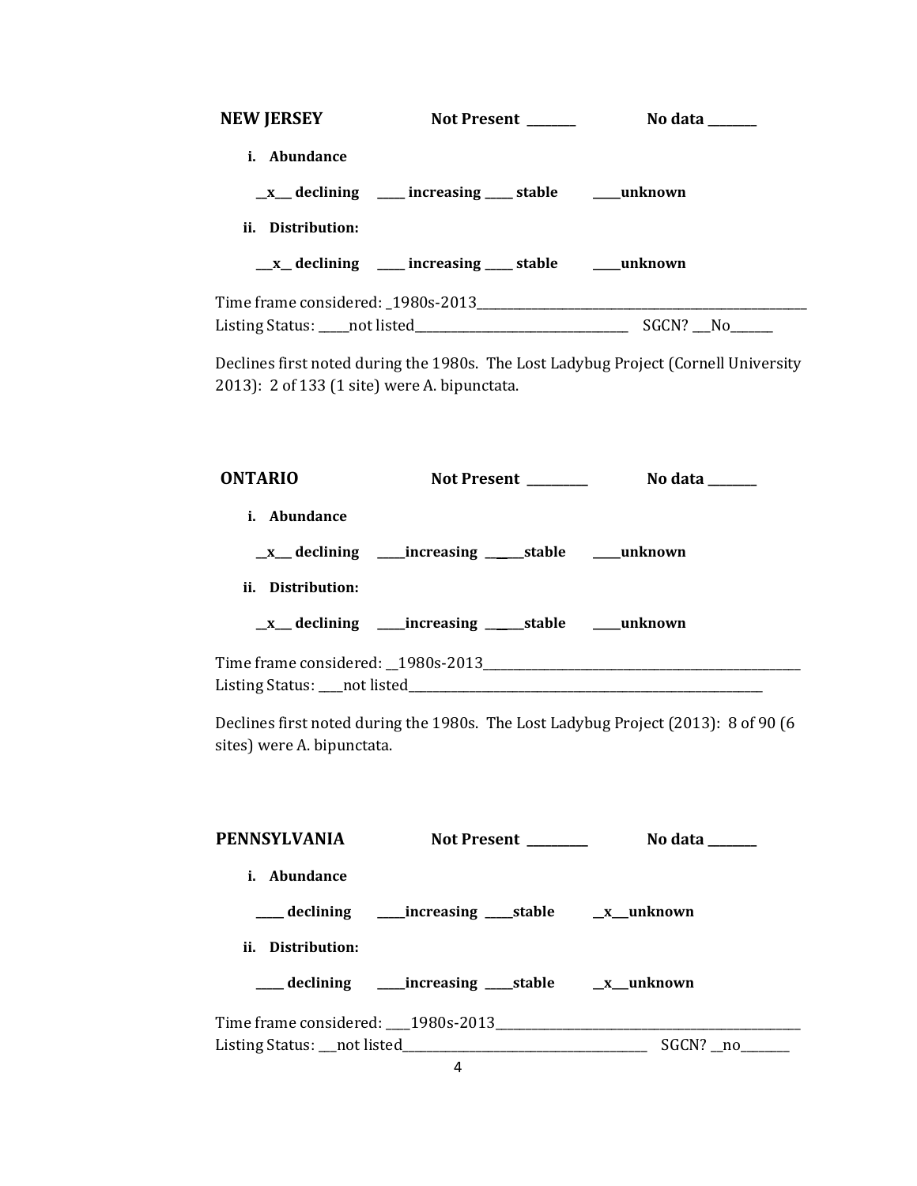**NEW JERSEY** Not Present _______ No data _______

i. **Abundance**

__x__ declining ____ increasing ____ stable ____unknown

ii. **Distribution:**

__x__ declining ____ increasing ____ stable ____unknown

Time frame considered: _1980s-2013_______________________________________________
Listing Status: _____not listed_______________________________ SGCN? ___No______

Declines first noted during the 1980s. The Lost Ladybug Project (Cornell University 2013): 2 of 133 (1 site) were A. bipunctata.

**ONTARIO** Not Present _________ No data _______

i. **Abundance**

__x__ declining ____increasing _____stable ____unknown

ii. **Distribution:**

__x__ declining ____increasing _____stable ____unknown

Time frame considered: __1980s-2013_____________________________________________
Listing Status: ____not listed_____________________________________________________

Declines first noted during the 1980s. The Lost Ladybug Project (2013): 8 of 90 (6 sites) were A. bipunctata.

**PENNSYLVANIA** Not Present _________ No data _______

i. **Abundance**

____ declining ____increasing ____stable __x__unknown

ii. **Distribution:**

____ declining ____increasing ____stable __x__unknown

Time frame considered: ____1980s-2013__________________________________________
Listing Status: ___not listed__________________________________ SGCN? __no_______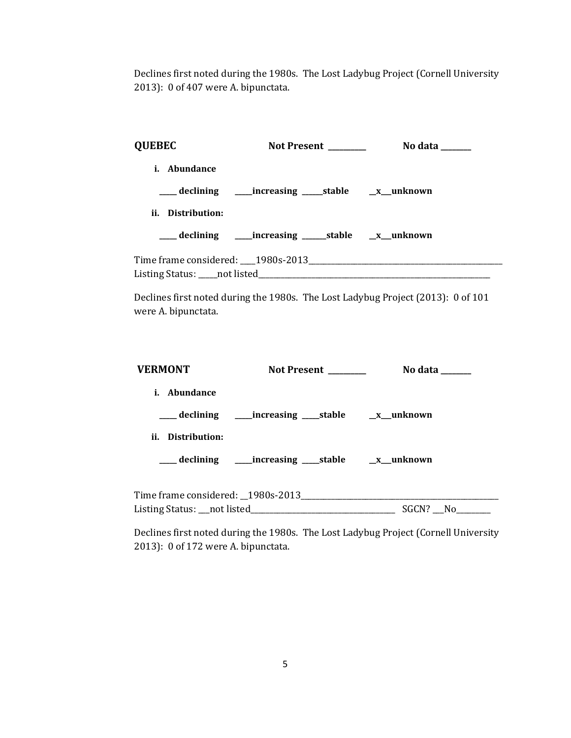Declines first noted during the 1980s. The Lost Ladybug Project (Cornell University 2013): 0 of 407 were A. bipunctata.

**QUEBEC** **Not Present \_\_\_\_\_\_\_\_\_\_** **No data \_\_\_\_\_\_\_\_**

**i. Abundance**

**\_\_\_\_\_ declining \_\_\_\_\_increasing \_\_\_\_\_\_stable \_\_x\_\_\_unknown**

**ii. Distribution:**

**\_\_\_\_\_ declining \_\_\_\_\_increasing \_\_\_\_\_\_\_stable \_\_x\_\_\_unknown**

Time frame considered: \_\_\_\_1980s-2013\_\_\_\_\_\_\_\_\_\_\_\_\_\_\_\_\_\_\_\_\_\_\_\_\_\_\_\_\_\_\_\_\_\_\_\_\_\_\_\_\_\_\_\_\_\_\_\_\_\_\_\_
Listing Status: \_\_\_\_\_not listed\_\_\_\_\_\_\_\_\_\_\_\_\_\_\_\_\_\_\_\_\_\_\_\_\_\_\_\_\_\_\_\_\_\_\_\_\_\_\_\_\_\_\_\_\_\_\_\_\_\_\_\_\_\_\_\_\_\_\_\_\_\_\_\_\_

Declines first noted during the 1980s. The Lost Ladybug Project (2013): 0 of 101 were A. bipunctata.

**VERMONT** **Not Present \_\_\_\_\_\_\_\_\_\_** **No data \_\_\_\_\_\_\_\_**

**i. Abundance**

**\_\_\_\_\_ declining \_\_\_\_\_increasing \_\_\_\_\_stable \_\_x\_\_\_unknown**

**ii. Distribution:**

**\_\_\_\_\_ declining \_\_\_\_\_increasing \_\_\_\_\_stable \_\_x\_\_\_unknown**

Time frame considered: \_\_1980s-2013\_\_\_\_\_\_\_\_\_\_\_\_\_\_\_\_\_\_\_\_\_\_\_\_\_\_\_\_\_\_\_\_\_\_\_\_\_\_\_\_\_\_\_\_\_\_\_\_\_\_\_\_\_
Listing Status: \_\_\_not listed\_\_\_\_\_\_\_\_\_\_\_\_\_\_\_\_\_\_\_\_\_\_\_\_\_\_\_\_\_\_\_\_\_\_\_\_\_\_\_ SGCN? \_\_\_No\_\_\_\_\_\_\_\_\_

Declines first noted during the 1980s. The Lost Ladybug Project (Cornell University 2013): 0 of 172 were A. bipunctata.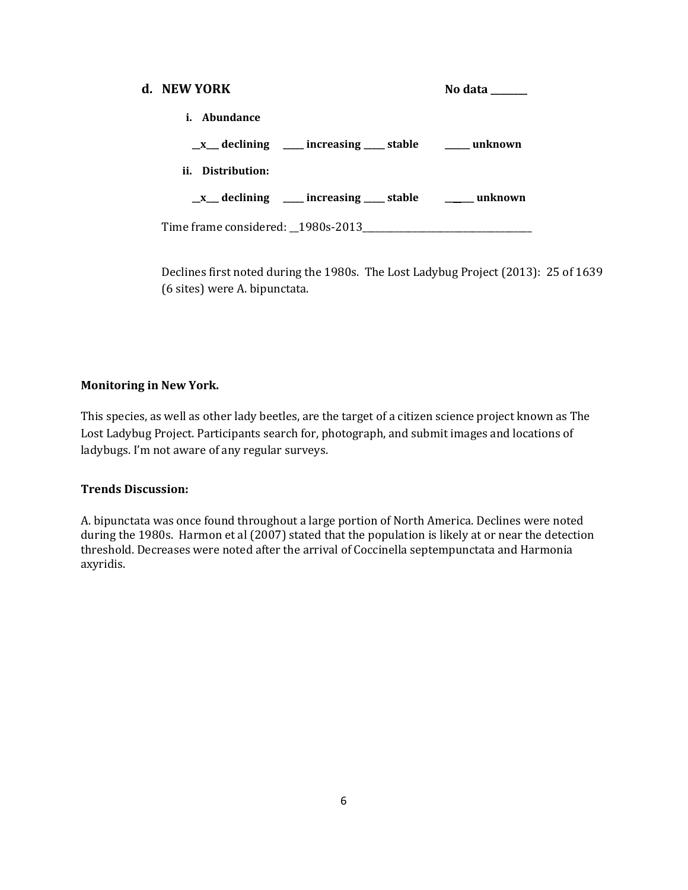**d. NEW YORK** **No data ________**

**i. Abundance**

**__x___ declining _____ increasing _____ stable ______ unknown**

**ii. Distribution:**

**__x___ declining _____ increasing _____ stable _______ unknown**

Time frame considered: __1980s-2013_____________________________________

Declines first noted during the 1980s. The Lost Ladybug Project (2013): 25 of 1639 (6 sites) were A. bipunctata.

**Monitoring in New York.**

This species, as well as other lady beetles, are the target of a citizen science project known as The Lost Ladybug Project. Participants search for, photograph, and submit images and locations of ladybugs. I'm not aware of any regular surveys.

**Trends Discussion:**

A. bipunctata was once found throughout a large portion of North America. Declines were noted during the 1980s. Harmon et al (2007) stated that the population is likely at or near the detection threshold. Decreases were noted after the arrival of Coccinella septempunctata and Harmonia axyridis.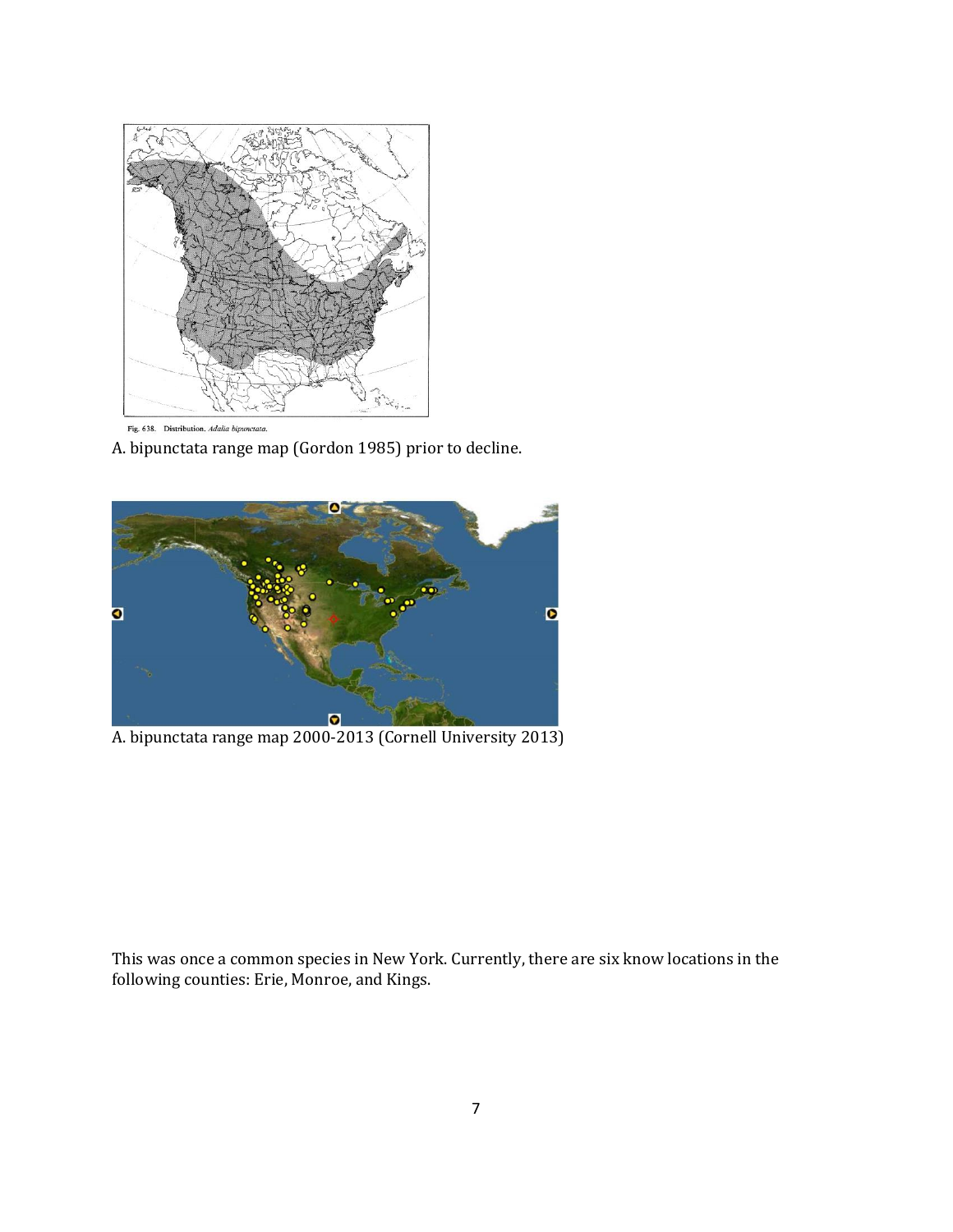Fig. 638. Distribution. *Adalia bipunctata*.

A. bipunctata range map (Gordon 1985) prior to decline.

A. bipunctata range map 2000-2013 (Cornell University 2013)

This was once a common species in New York. Currently, there are six know locations in the following counties: Erie, Monroe, and Kings.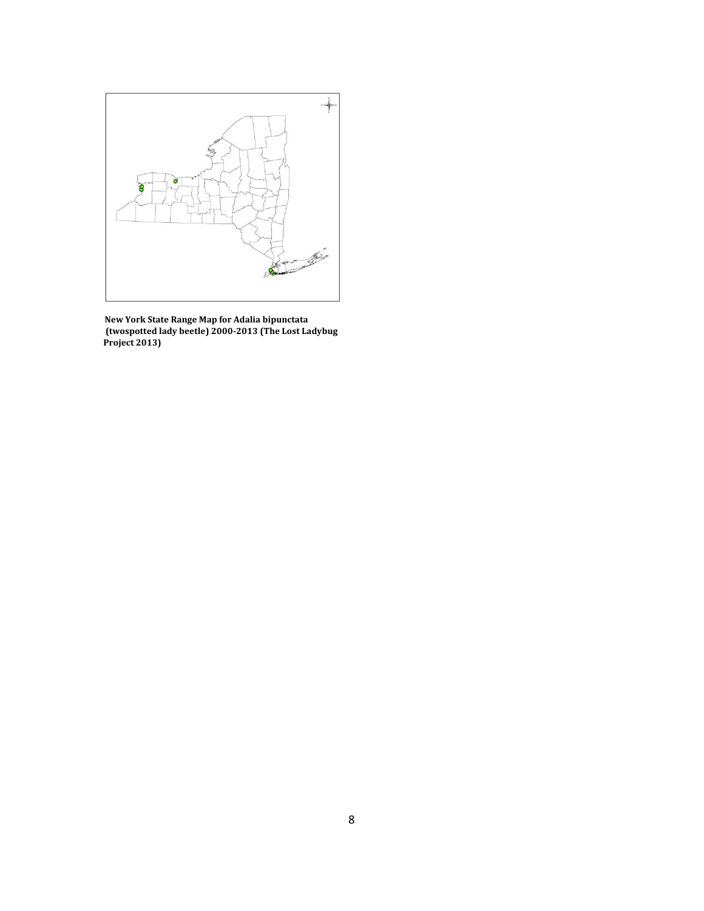**New York State Range Map for Adalia bipunctata (twospotted lady beetle) 2000-2013 (The Lost Ladybug Project 2013)**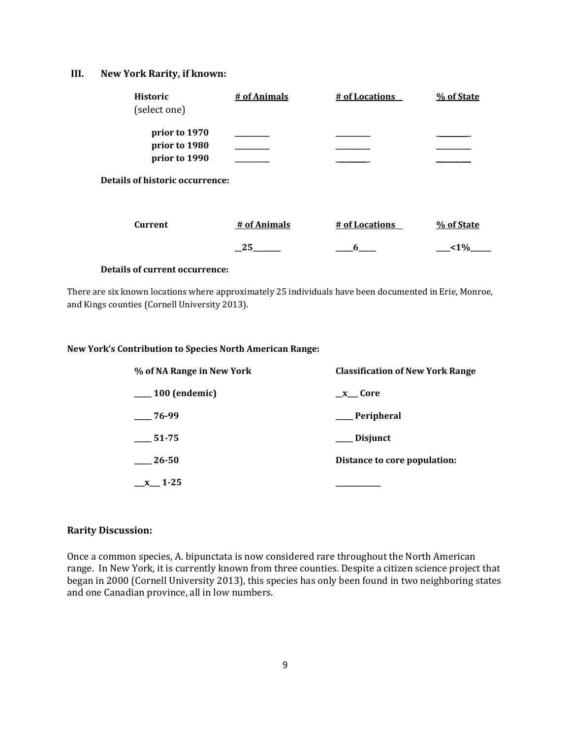## III. New York Rarity, if known:

| Historic (select one) | # of Animals | # of Locations | % of State |
| --- | --- | --- | --- |
| **prior to 1970** | ________ | ________ | ________ |
| **prior to 1980** | ________ | ________ | ________ |
| **prior to 1990** | ________ | ________ | ________ |

**Details of historic occurrence:**

| Current | # of Animals | # of Locations | % of State |
| --- | --- | --- | --- |
| | __25_______ | ____6____ | ___<1%_____ |

**Details of current occurrence:**

There are six known locations where approximately 25 individuals have been documented in Erie, Monroe, and Kings counties (Cornell University 2013).

**New York's Contribution to Species North American Range:**

| % of NA Range in New York | Classification of New York Range |
| --- | --- |
| ____ 100 (endemic) | __x__ Core |
| ____ 76-99 | ____ Peripheral |
| ____ 51-75 | ____ Disjunct |
| ____ 26-50 | Distance to core population: |
| __x__ 1-25 | __________ |

**Rarity Discussion:**

Once a common species, A. bipunctata is now considered rare throughout the North American range. In New York, it is currently known from three counties. Despite a citizen science project that began in 2000 (Cornell University 2013), this species has only been found in two neighboring states and one Canadian province, all in low numbers.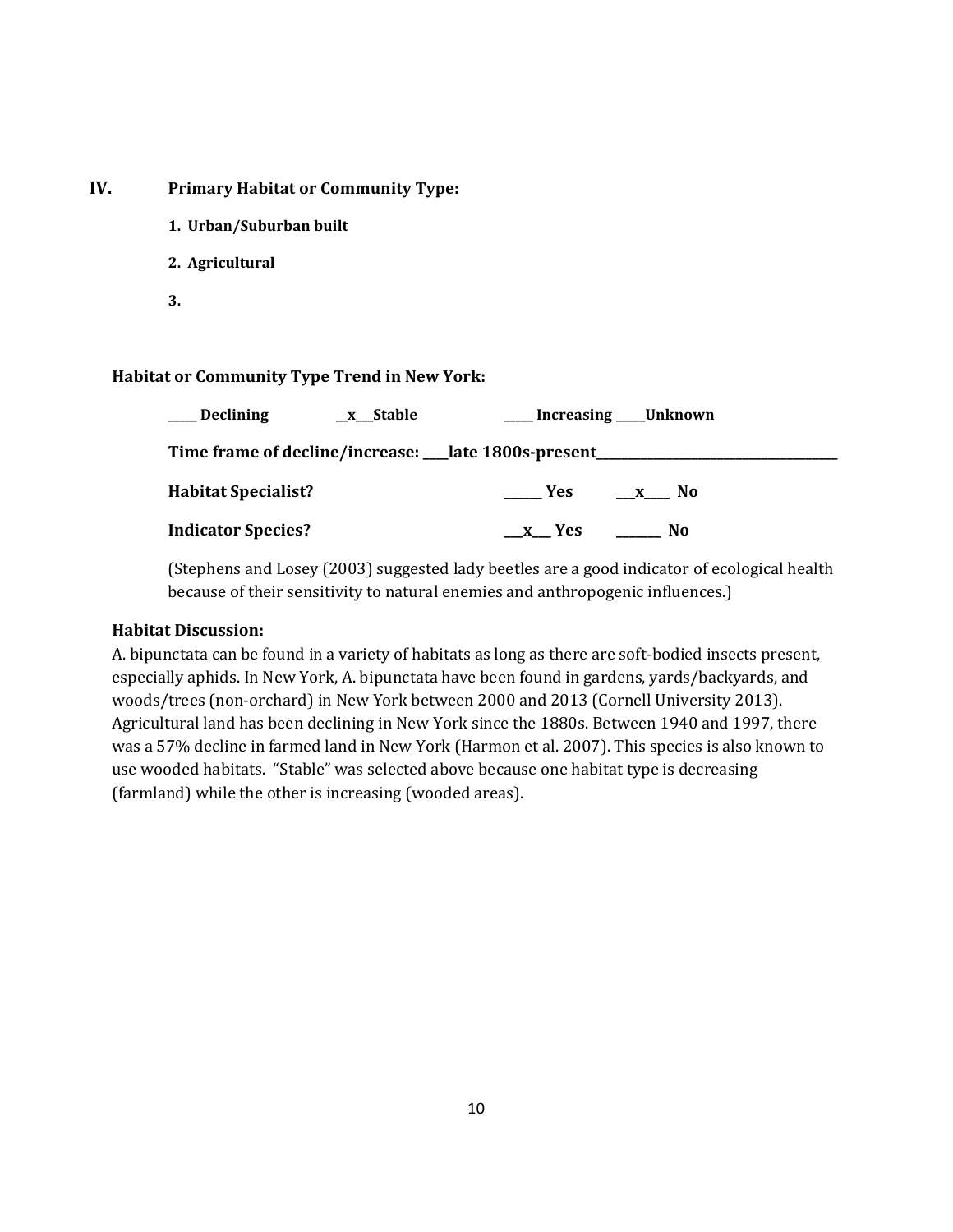## IV. Primary Habitat or Community Type:

1. **Urban/Suburban built**
2. **Agricultural**
3.

**Habitat or Community Type Trend in New York:**

**____ Declining &nbsp;&nbsp;&nbsp; __x__Stable &nbsp;&nbsp;&nbsp; ____ Increasing ____Unknown**

**Time frame of decline/increase: ___late 1800s-present___________________________**

**Habitat Specialist? &nbsp;&nbsp;&nbsp; _____ Yes &nbsp;&nbsp;&nbsp; __x___ No**

**Indicator Species? &nbsp;&nbsp;&nbsp; __x__ Yes &nbsp;&nbsp;&nbsp; ______ No**

(Stephens and Losey (2003) suggested lady beetles are a good indicator of ecological health because of their sensitivity to natural enemies and anthropogenic influences.)

**Habitat Discussion:**

A. bipunctata can be found in a variety of habitats as long as there are soft-bodied insects present, especially aphids. In New York, A. bipunctata have been found in gardens, yards/backyards, and woods/trees (non-orchard) in New York between 2000 and 2013 (Cornell University 2013). Agricultural land has been declining in New York since the 1880s. Between 1940 and 1997, there was a 57% decline in farmed land in New York (Harmon et al. 2007). This species is also known to use wooded habitats. "Stable" was selected above because one habitat type is decreasing (farmland) while the other is increasing (wooded areas).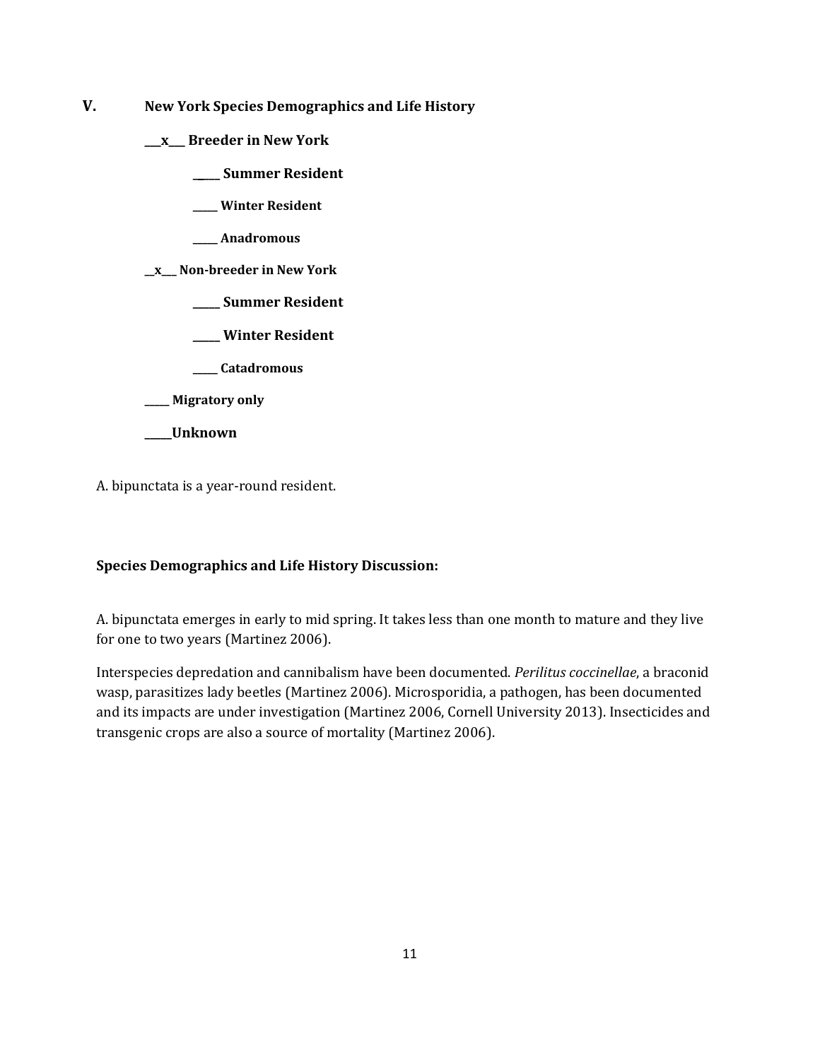## V. New York Species Demographics and Life History

**\_\_\_x\_\_\_ Breeder in New York**

**\_\_\_\_\_ Summer Resident**

**\_\_\_\_\_ Winter Resident**

**\_\_\_\_\_ Anadromous**

**\_\_x\_\_\_ Non-breeder in New York**

**\_\_\_\_\_ Summer Resident**

**\_\_\_\_\_ Winter Resident**

**\_\_\_\_\_ Catadromous**

**\_\_\_\_\_ Migratory only**

**\_\_\_\_\_Unknown**

A. bipunctata is a year-round resident.

**Species Demographics and Life History Discussion:**

A. bipunctata emerges in early to mid spring. It takes less than one month to mature and they live for one to two years (Martinez 2006).

Interspecies depredation and cannibalism have been documented. *Perilitus coccinellae*, a braconid wasp, parasitizes lady beetles (Martinez 2006). Microsporidia, a pathogen, has been documented and its impacts are under investigation (Martinez 2006, Cornell University 2013). Insecticides and transgenic crops are also a source of mortality (Martinez 2006).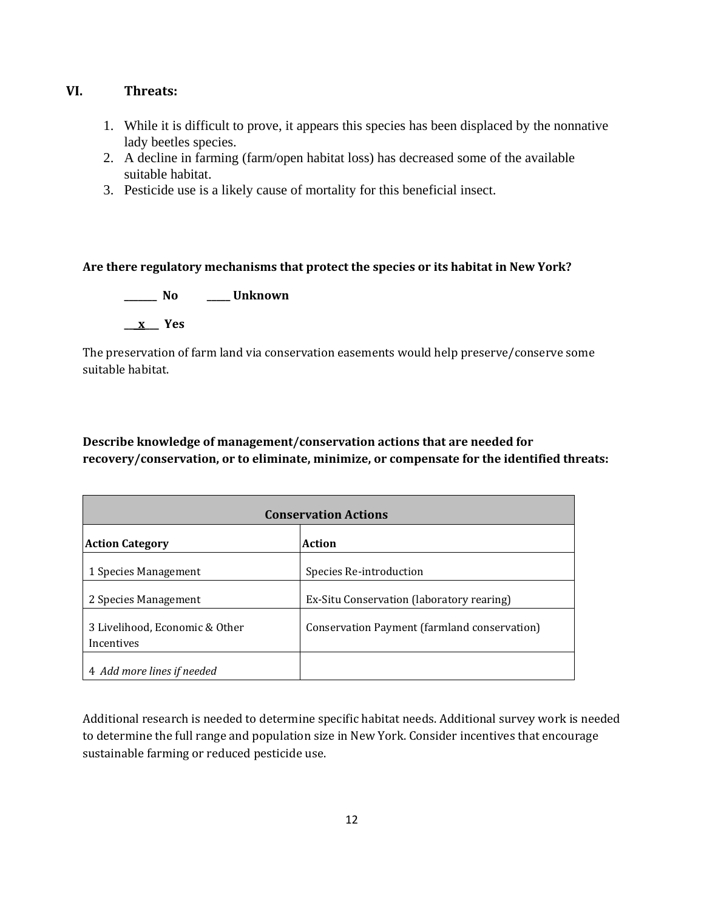## VI. Threats:

1. While it is difficult to prove, it appears this species has been displaced by the nonnative lady beetles species.
2. A decline in farming (farm/open habitat loss) has decreased some of the available suitable habitat.
3. Pesticide use is a likely cause of mortality for this beneficial insect.

**Are there regulatory mechanisms that protect the species or its habitat in New York?**

**_______ No** **_____ Unknown**

**__x___ Yes**

The preservation of farm land via conservation easements would help preserve/conserve some suitable habitat.

**Describe knowledge of management/conservation actions that are needed for recovery/conservation, or to eliminate, minimize, or compensate for the identified threats:**

| **Conservation Actions** | |
|---|---|
| **Action Category** | **Action** |
| 1 Species Management | Species Re-introduction |
| 2 Species Management | Ex-Situ Conservation (laboratory rearing) |
| 3 Livelihood, Economic & Other Incentives | Conservation Payment (farmland conservation) |
| 4 *Add more lines if needed* | |

Additional research is needed to determine specific habitat needs. Additional survey work is needed to determine the full range and population size in New York. Consider incentives that encourage sustainable farming or reduced pesticide use.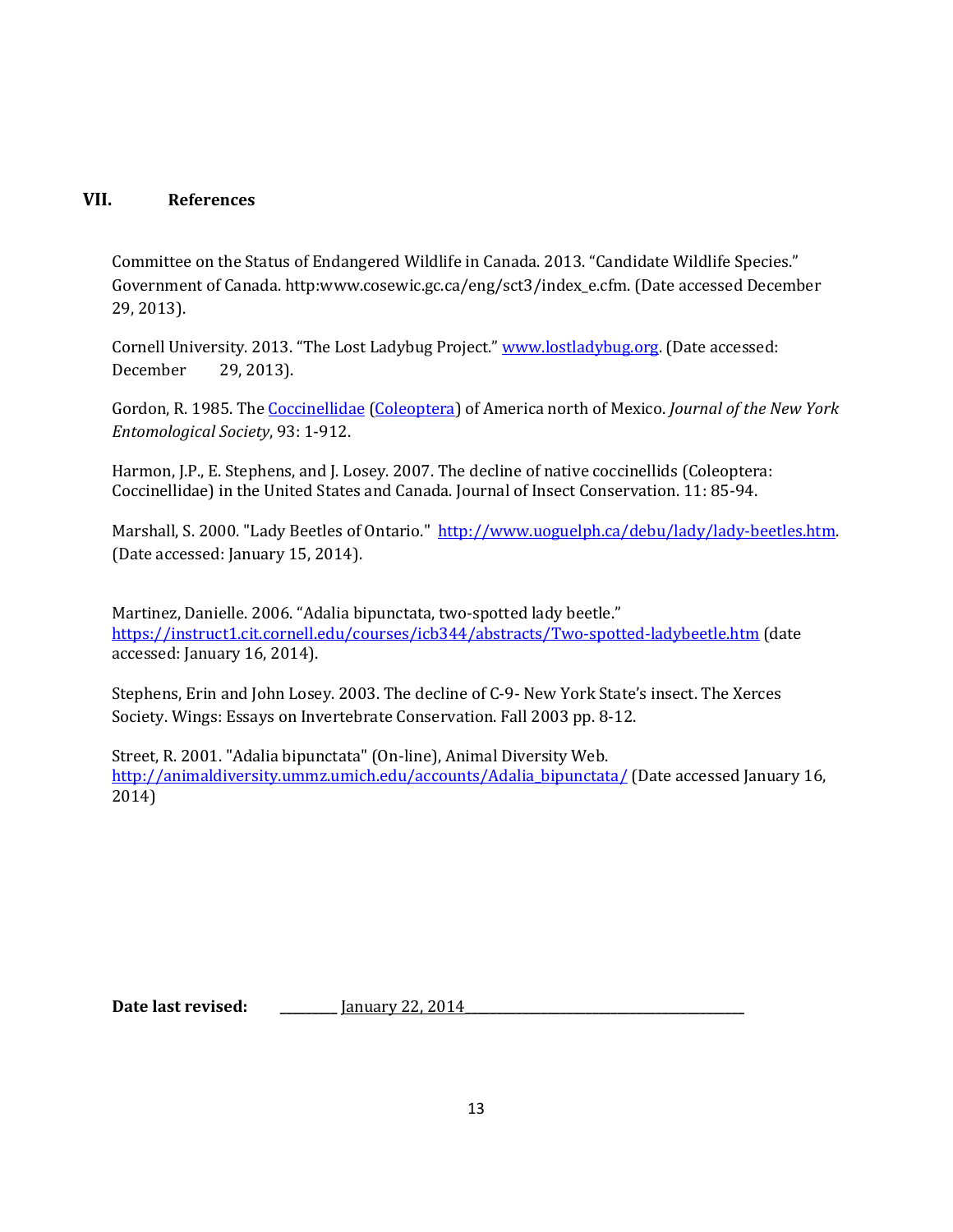## VII. References

Committee on the Status of Endangered Wildlife in Canada. 2013. "Candidate Wildlife Species." Government of Canada. http:www.cosewic.gc.ca/eng/sct3/index_e.cfm. (Date accessed December 29, 2013).

Cornell University. 2013. "The Lost Ladybug Project." www.lostladybug.org. (Date accessed: December 29, 2013).

Gordon, R. 1985. The Coccinellidae (Coleoptera) of America north of Mexico. *Journal of the New York Entomological Society*, 93: 1-912.

Harmon, J.P., E. Stephens, and J. Losey. 2007. The decline of native coccinellids (Coleoptera: Coccinellidae) in the United States and Canada. Journal of Insect Conservation. 11: 85-94.

Marshall, S. 2000. "Lady Beetles of Ontario." http://www.uoguelph.ca/debu/lady/lady-beetles.htm. (Date accessed: January 15, 2014).

Martinez, Danielle. 2006. "Adalia bipunctata, two-spotted lady beetle." https://instruct1.cit.cornell.edu/courses/icb344/abstracts/Two-spotted-ladybeetle.htm (date accessed: January 16, 2014).

Stephens, Erin and John Losey. 2003. The decline of C-9- New York State's insect. The Xerces Society. Wings: Essays on Invertebrate Conservation. Fall 2003 pp. 8-12.

Street, R. 2001. "Adalia bipunctata" (On-line), Animal Diversity Web. http://animaldiversity.ummz.umich.edu/accounts/Adalia_bipunctata/ (Date accessed January 16, 2014)

**Date last revised:** January 22, 2014